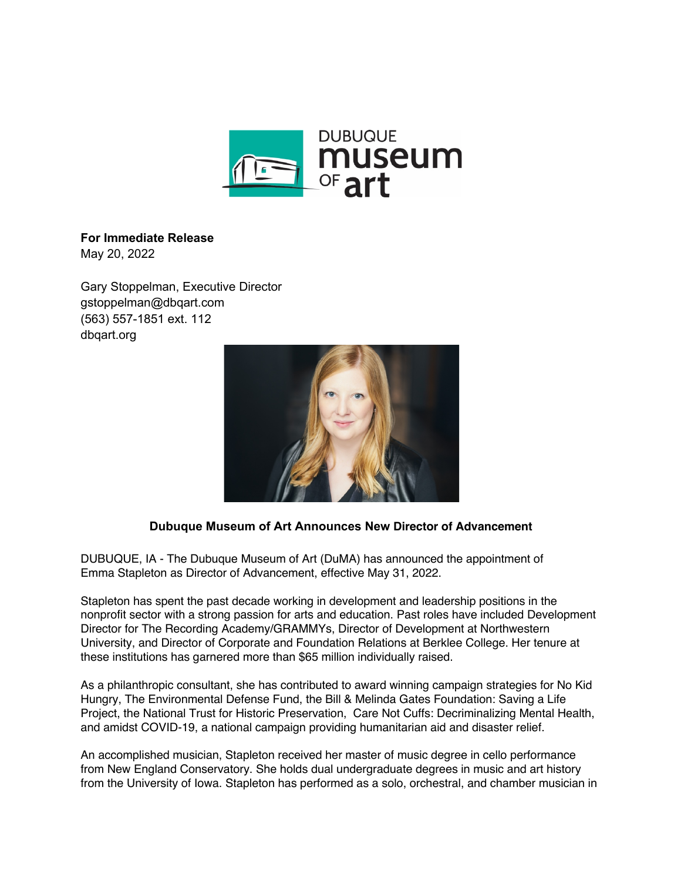**For Immediate Release**
May 20, 2022

Gary Stoppelman, Executive Director
gstoppelman@dbqart.com
(563) 557-1851 ext. 112
dbqart.org

## Dubuque Museum of Art Announces New Director of Advancement

DUBUQUE, IA - The Dubuque Museum of Art (DuMA) has announced the appointment of Emma Stapleton as Director of Advancement, effective May 31, 2022.

Stapleton has spent the past decade working in development and leadership positions in the nonprofit sector with a strong passion for arts and education. Past roles have included Development Director for The Recording Academy/GRAMMYs, Director of Development at Northwestern University, and Director of Corporate and Foundation Relations at Berklee College. Her tenure at these institutions has garnered more than $65 million individually raised.

As a philanthropic consultant, she has contributed to award winning campaign strategies for No Kid Hungry, The Environmental Defense Fund, the Bill & Melinda Gates Foundation: Saving a Life Project, the National Trust for Historic Preservation, Care Not Cuffs: Decriminalizing Mental Health, and amidst COVID-19, a national campaign providing humanitarian aid and disaster relief.

An accomplished musician, Stapleton received her master of music degree in cello performance from New England Conservatory. She holds dual undergraduate degrees in music and art history from the University of Iowa. Stapleton has performed as a solo, orchestral, and chamber musician in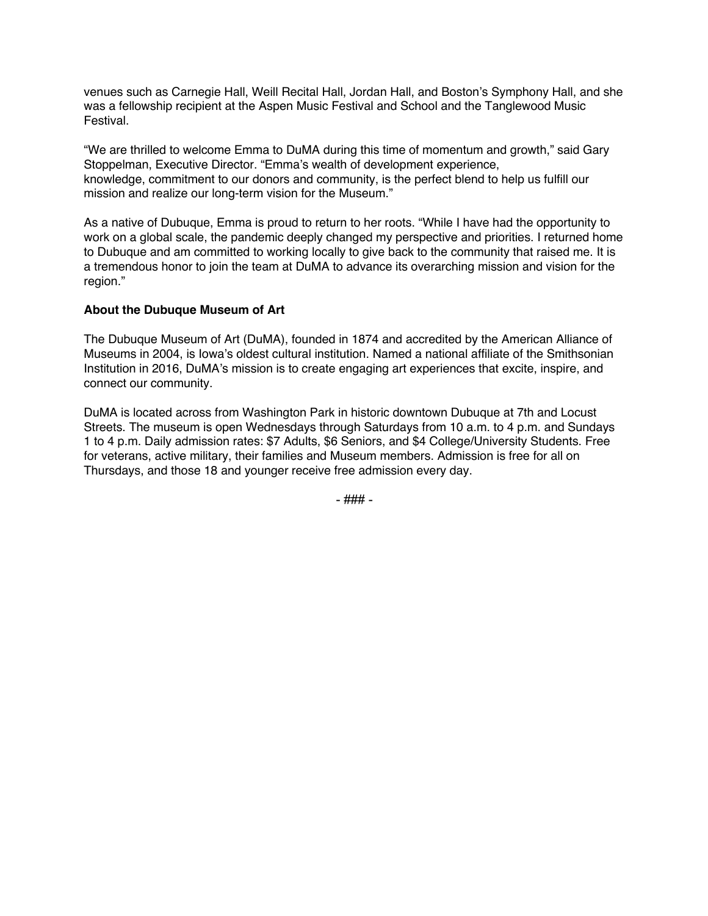venues such as Carnegie Hall, Weill Recital Hall, Jordan Hall, and Boston's Symphony Hall, and she was a fellowship recipient at the Aspen Music Festival and School and the Tanglewood Music Festival.

"We are thrilled to welcome Emma to DuMA during this time of momentum and growth," said Gary Stoppelman, Executive Director. "Emma's wealth of development experience, knowledge, commitment to our donors and community, is the perfect blend to help us fulfill our mission and realize our long-term vision for the Museum."

As a native of Dubuque, Emma is proud to return to her roots. "While I have had the opportunity to work on a global scale, the pandemic deeply changed my perspective and priorities. I returned home to Dubuque and am committed to working locally to give back to the community that raised me. It is a tremendous honor to join the team at DuMA to advance its overarching mission and vision for the region."

**About the Dubuque Museum of Art**

The Dubuque Museum of Art (DuMA), founded in 1874 and accredited by the American Alliance of Museums in 2004, is Iowa's oldest cultural institution. Named a national affiliate of the Smithsonian Institution in 2016, DuMA's mission is to create engaging art experiences that excite, inspire, and connect our community.

DuMA is located across from Washington Park in historic downtown Dubuque at 7th and Locust Streets. The museum is open Wednesdays through Saturdays from 10 a.m. to 4 p.m. and Sundays 1 to 4 p.m. Daily admission rates: $7 Adults, $6 Seniors, and $4 College/University Students. Free for veterans, active military, their families and Museum members. Admission is free for all on Thursdays, and those 18 and younger receive free admission every day.

- ### -